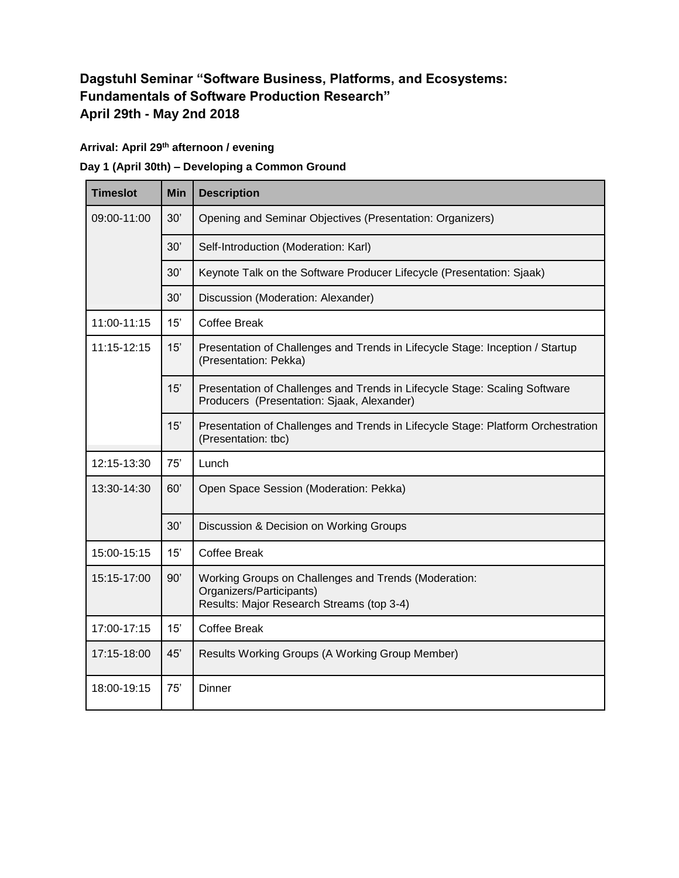## Dagstuhl Seminar "Software Business, Platforms, and Ecosystems: Fundamentals of Software Production Research" April 29th - May 2nd 2018

**Arrival: April 29th afternoon / evening**

**Day 1 (April 30th) – Developing a Common Ground**

| Timeslot | Min | Description |
|---|---|---|
| 09:00-11:00 | 30' | Opening and Seminar Objectives (Presentation: Organizers) |
| | 30' | Self-Introduction (Moderation: Karl) |
| | 30' | Keynote Talk on the Software Producer Lifecycle (Presentation: Sjaak) |
| | 30' | Discussion (Moderation: Alexander) |
| 11:00-11:15 | 15' | Coffee Break |
| 11:15-12:15 | 15' | Presentation of Challenges and Trends in Lifecycle Stage: Inception / Startup (Presentation: Pekka) |
| | 15' | Presentation of Challenges and Trends in Lifecycle Stage: Scaling Software Producers (Presentation: Sjaak, Alexander) |
| | 15' | Presentation of Challenges and Trends in Lifecycle Stage: Platform Orchestration (Presentation: tbc) |
| 12:15-13:30 | 75' | Lunch |
| 13:30-14:30 | 60' | Open Space Session (Moderation: Pekka) |
| | 30' | Discussion & Decision on Working Groups |
| 15:00-15:15 | 15' | Coffee Break |
| 15:15-17:00 | 90' | Working Groups on Challenges and Trends (Moderation: Organizers/Participants)<br>Results: Major Research Streams (top 3-4) |
| 17:00-17:15 | 15' | Coffee Break |
| 17:15-18:00 | 45' | Results Working Groups (A Working Group Member) |
| 18:00-19:15 | 75' | Dinner |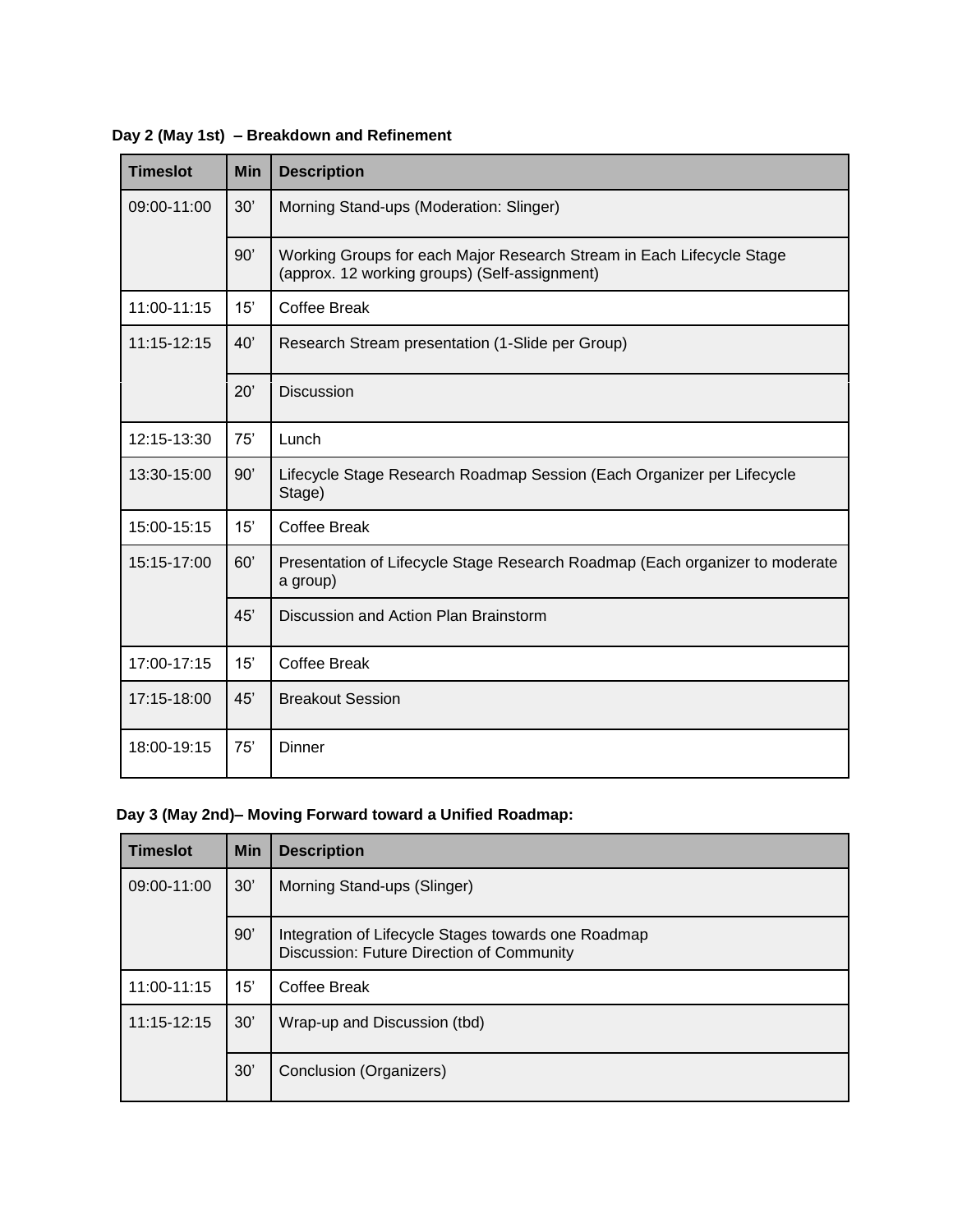**Day 2 (May 1st) – Breakdown and Refinement**

| Timeslot | Min | Description |
|---|---|---|
| 09:00-11:00 | 30' | Morning Stand-ups (Moderation: Slinger) |
| | 90' | Working Groups for each Major Research Stream in Each Lifecycle Stage (approx. 12 working groups) (Self-assignment) |
| 11:00-11:15 | 15' | Coffee Break |
| 11:15-12:15 | 40' | Research Stream presentation (1-Slide per Group) |
| | 20' | Discussion |
| 12:15-13:30 | 75' | Lunch |
| 13:30-15:00 | 90' | Lifecycle Stage Research Roadmap Session (Each Organizer per Lifecycle Stage) |
| 15:00-15:15 | 15' | Coffee Break |
| 15:15-17:00 | 60' | Presentation of Lifecycle Stage Research Roadmap (Each organizer to moderate a group) |
| | 45' | Discussion and Action Plan Brainstorm |
| 17:00-17:15 | 15' | Coffee Break |
| 17:15-18:00 | 45' | Breakout Session |
| 18:00-19:15 | 75' | Dinner |

**Day 3 (May 2nd)– Moving Forward toward a Unified Roadmap:**

| Timeslot | Min | Description |
|---|---|---|
| 09:00-11:00 | 30' | Morning Stand-ups (Slinger) |
| | 90' | Integration of Lifecycle Stages towards one Roadmap<br>Discussion: Future Direction of Community |
| 11:00-11:15 | 15' | Coffee Break |
| 11:15-12:15 | 30' | Wrap-up and Discussion (tbd) |
| | 30' | Conclusion (Organizers) |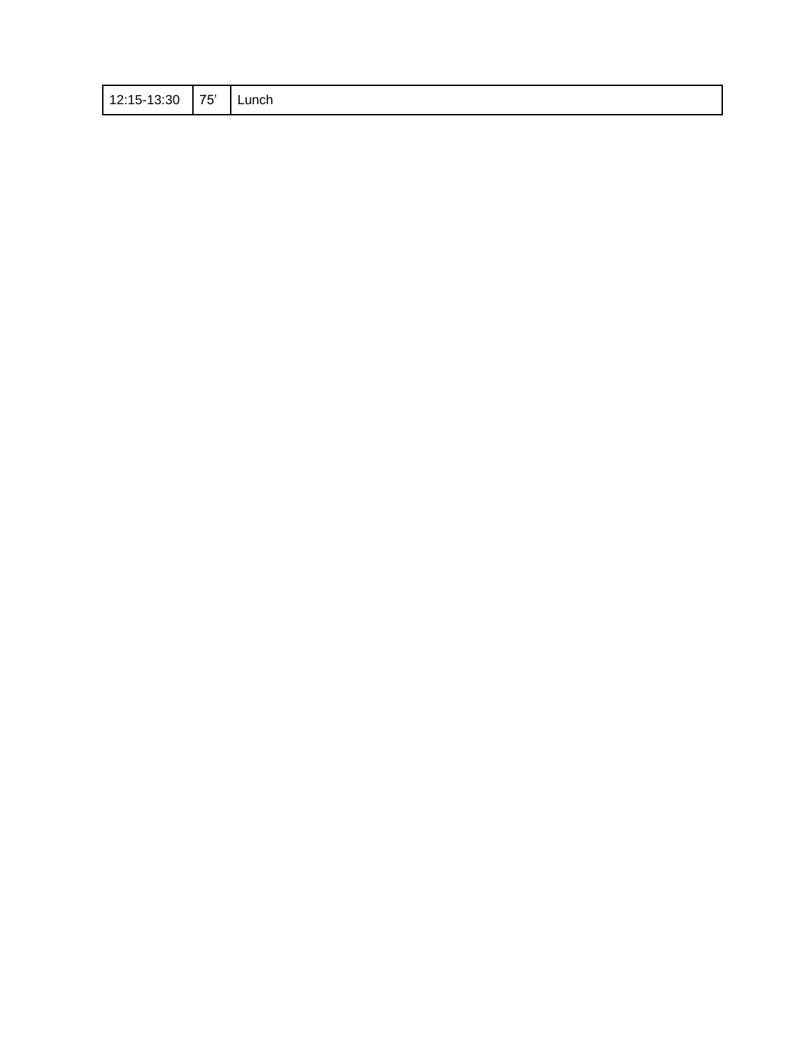| | | |
|---|---|---|
| 12:15-13:30 | 75’ | Lunch |